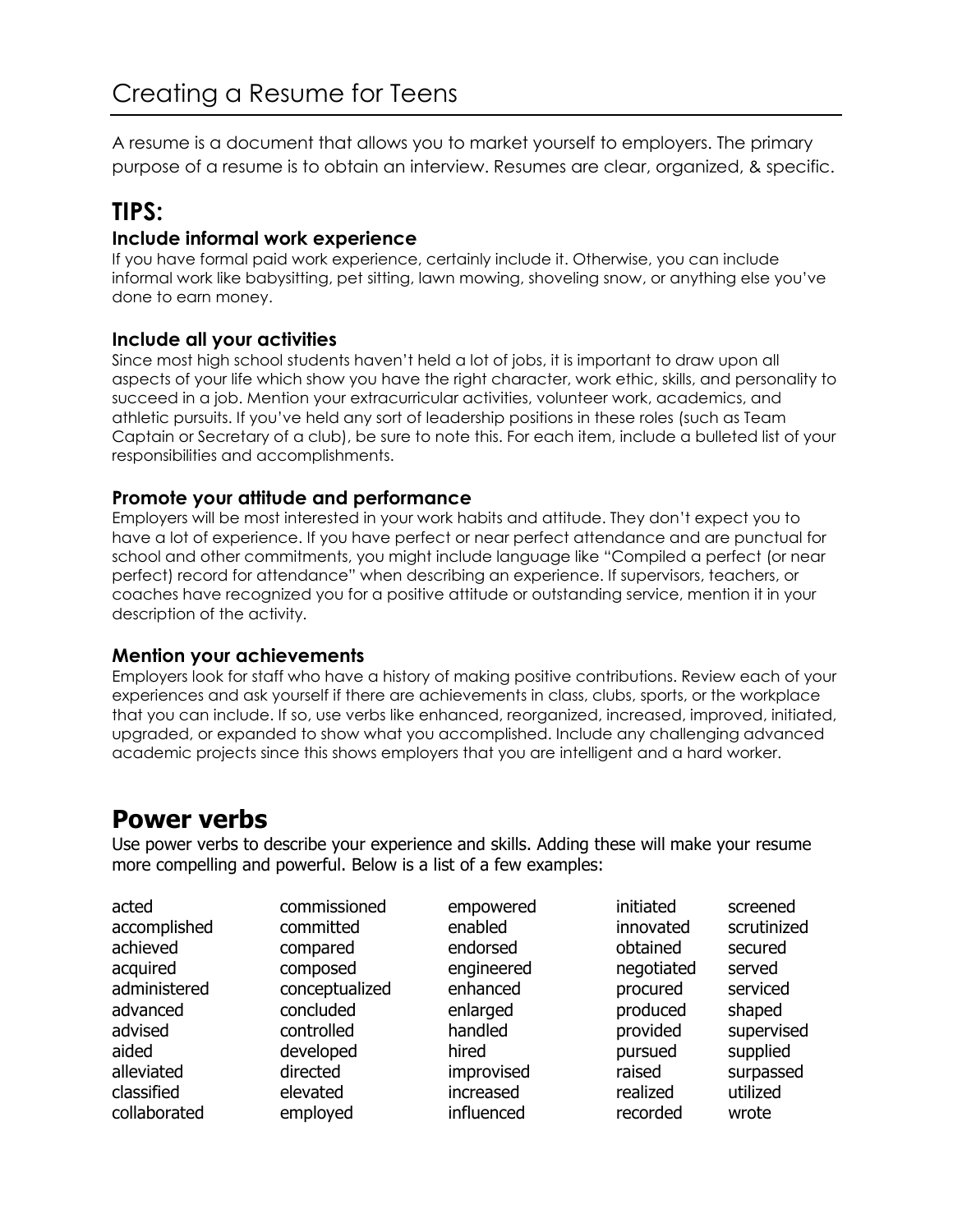# Creating a Resume for Teens

A resume is a document that allows you to market yourself to employers. The primary purpose of a resume is to obtain an interview. Resumes are clear, organized, & specific.

## TIPS:

### Include informal work experience

If you have formal paid work experience, certainly include it. Otherwise, you can include informal work like babysitting, pet sitting, lawn mowing, shoveling snow, or anything else you've done to earn money.

### Include all your activities

Since most high school students haven't held a lot of jobs, it is important to draw upon all aspects of your life which show you have the right character, work ethic, skills, and personality to succeed in a job. Mention your extracurricular activities, volunteer work, academics, and athletic pursuits. If you've held any sort of leadership positions in these roles (such as Team Captain or Secretary of a club), be sure to note this. For each item, include a bulleted list of your responsibilities and accomplishments.

### Promote your attitude and performance

Employers will be most interested in your work habits and attitude. They don't expect you to have a lot of experience. If you have perfect or near perfect attendance and are punctual for school and other commitments, you might include language like "Compiled a perfect (or near perfect) record for attendance" when describing an experience. If supervisors, teachers, or coaches have recognized you for a positive attitude or outstanding service, mention it in your description of the activity.

### Mention your achievements

Employers look for staff who have a history of making positive contributions. Review each of your experiences and ask yourself if there are achievements in class, clubs, sports, or the workplace that you can include. If so, use verbs like enhanced, reorganized, increased, improved, initiated, upgraded, or expanded to show what you accomplished. Include any challenging advanced academic projects since this shows employers that you are intelligent and a hard worker.

## Power verbs

Use power verbs to describe your experience and skills. Adding these will make your resume more compelling and powerful. Below is a list of a few examples:

| | | | | |
|---|---|---|---|---|
| acted | commissioned | empowered | initiated | screened |
| accomplished | committed | enabled | innovated | scrutinized |
| achieved | compared | endorsed | obtained | secured |
| acquired | composed | engineered | negotiated | served |
| administered | conceptualized | enhanced | procured | serviced |
| advanced | concluded | enlarged | produced | shaped |
| advised | controlled | handled | provided | supervised |
| aided | developed | hired | pursued | supplied |
| alleviated | directed | improvised | raised | surpassed |
| classified | elevated | increased | realized | utilized |
| collaborated | employed | influenced | recorded | wrote |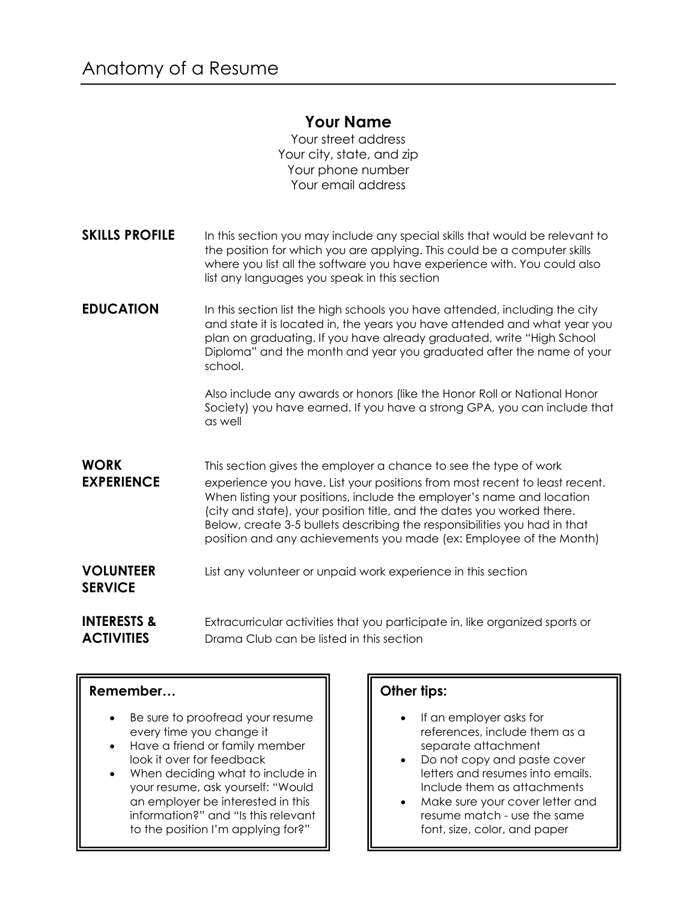# Anatomy of a Resume

**Your Name**
Your street address
Your city, state, and zip
Your phone number
Your email address

**SKILLS PROFILE**

In this section you may include any special skills that would be relevant to the position for which you are applying. This could be a computer skills where you list all the software you have experience with. You could also list any languages you speak in this section

**EDUCATION**

In this section list the high schools you have attended, including the city and state it is located in, the years you have attended and what year you plan on graduating. If you have already graduated, write "High School Diploma" and the month and year you graduated after the name of your school.

Also include any awards or honors (like the Honor Roll or National Honor Society) you have earned. If you have a strong GPA, you can include that as well

**WORK EXPERIENCE**

This section gives the employer a chance to see the type of work experience you have. List your positions from most recent to least recent. When listing your positions, include the employer's name and location (city and state), your position title, and the dates you worked there. Below, create 3-5 bullets describing the responsibilities you had in that position and any achievements you made (ex: Employee of the Month)

**VOLUNTEER SERVICE**

List any volunteer or unpaid work experience in this section

**INTERESTS & ACTIVITIES**

Extracurricular activities that you participate in, like organized sports or Drama Club can be listed in this section

**Remember…**

- Be sure to proofread your resume every time you change it
- Have a friend or family member look it over for feedback
- When deciding what to include in your resume, ask yourself: "Would an employer be interested in this information?" and "Is this relevant to the position I'm applying for?"

**Other tips:**

- If an employer asks for references, include them as a separate attachment
- Do not copy and paste cover letters and resumes into emails. Include them as attachments
- Make sure your cover letter and resume match - use the same font, size, color, and paper